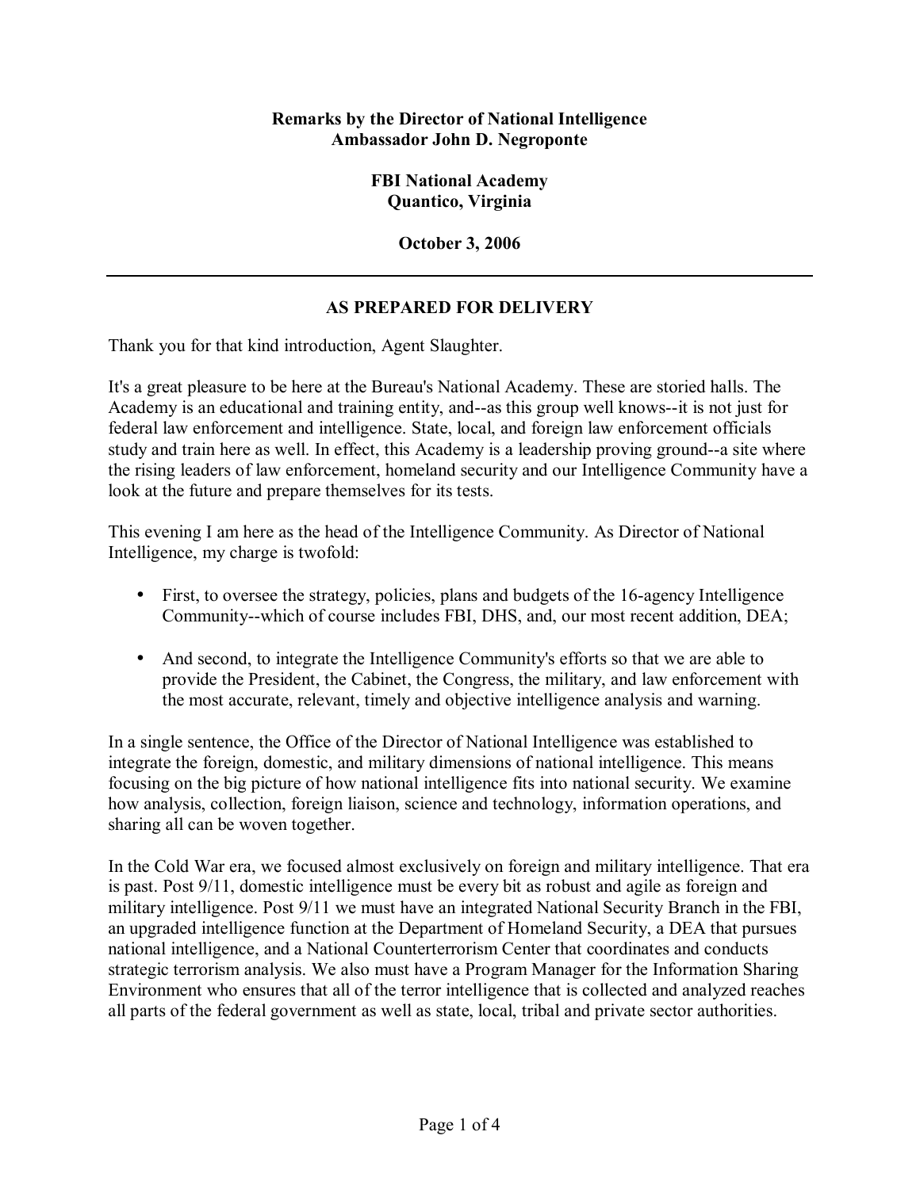**Remarks by the Director of National Intelligence**
**Ambassador John D. Negroponte**

**FBI National Academy**
**Quantico, Virginia**

**October 3, 2006**

---

## AS PREPARED FOR DELIVERY

Thank you for that kind introduction, Agent Slaughter.

It's a great pleasure to be here at the Bureau's National Academy. These are storied halls. The Academy is an educational and training entity, and--as this group well knows--it is not just for federal law enforcement and intelligence. State, local, and foreign law enforcement officials study and train here as well. In effect, this Academy is a leadership proving ground--a site where the rising leaders of law enforcement, homeland security and our Intelligence Community have a look at the future and prepare themselves for its tests.

This evening I am here as the head of the Intelligence Community. As Director of National Intelligence, my charge is twofold:

- First, to oversee the strategy, policies, plans and budgets of the 16-agency Intelligence Community--which of course includes FBI, DHS, and, our most recent addition, DEA;
- And second, to integrate the Intelligence Community's efforts so that we are able to provide the President, the Cabinet, the Congress, the military, and law enforcement with the most accurate, relevant, timely and objective intelligence analysis and warning.

In a single sentence, the Office of the Director of National Intelligence was established to integrate the foreign, domestic, and military dimensions of national intelligence. This means focusing on the big picture of how national intelligence fits into national security. We examine how analysis, collection, foreign liaison, science and technology, information operations, and sharing all can be woven together.

In the Cold War era, we focused almost exclusively on foreign and military intelligence. That era is past. Post 9/11, domestic intelligence must be every bit as robust and agile as foreign and military intelligence. Post 9/11 we must have an integrated National Security Branch in the FBI, an upgraded intelligence function at the Department of Homeland Security, a DEA that pursues national intelligence, and a National Counterterrorism Center that coordinates and conducts strategic terrorism analysis. We also must have a Program Manager for the Information Sharing Environment who ensures that all of the terror intelligence that is collected and analyzed reaches all parts of the federal government as well as state, local, tribal and private sector authorities.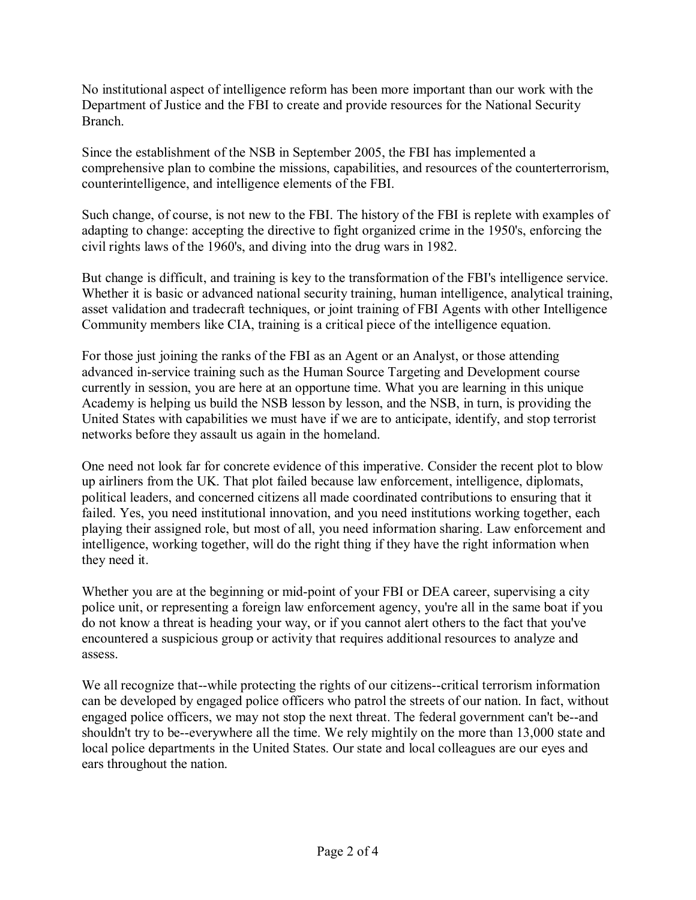No institutional aspect of intelligence reform has been more important than our work with the Department of Justice and the FBI to create and provide resources for the National Security Branch.

Since the establishment of the NSB in September 2005, the FBI has implemented a comprehensive plan to combine the missions, capabilities, and resources of the counterterrorism, counterintelligence, and intelligence elements of the FBI.

Such change, of course, is not new to the FBI. The history of the FBI is replete with examples of adapting to change: accepting the directive to fight organized crime in the 1950's, enforcing the civil rights laws of the 1960's, and diving into the drug wars in 1982.

But change is difficult, and training is key to the transformation of the FBI's intelligence service. Whether it is basic or advanced national security training, human intelligence, analytical training, asset validation and tradecraft techniques, or joint training of FBI Agents with other Intelligence Community members like CIA, training is a critical piece of the intelligence equation.

For those just joining the ranks of the FBI as an Agent or an Analyst, or those attending advanced in-service training such as the Human Source Targeting and Development course currently in session, you are here at an opportune time. What you are learning in this unique Academy is helping us build the NSB lesson by lesson, and the NSB, in turn, is providing the United States with capabilities we must have if we are to anticipate, identify, and stop terrorist networks before they assault us again in the homeland.

One need not look far for concrete evidence of this imperative. Consider the recent plot to blow up airliners from the UK. That plot failed because law enforcement, intelligence, diplomats, political leaders, and concerned citizens all made coordinated contributions to ensuring that it failed. Yes, you need institutional innovation, and you need institutions working together, each playing their assigned role, but most of all, you need information sharing. Law enforcement and intelligence, working together, will do the right thing if they have the right information when they need it.

Whether you are at the beginning or mid-point of your FBI or DEA career, supervising a city police unit, or representing a foreign law enforcement agency, you're all in the same boat if you do not know a threat is heading your way, or if you cannot alert others to the fact that you've encountered a suspicious group or activity that requires additional resources to analyze and assess.

We all recognize that--while protecting the rights of our citizens--critical terrorism information can be developed by engaged police officers who patrol the streets of our nation. In fact, without engaged police officers, we may not stop the next threat. The federal government can't be--and shouldn't try to be--everywhere all the time. We rely mightily on the more than 13,000 state and local police departments in the United States. Our state and local colleagues are our eyes and ears throughout the nation.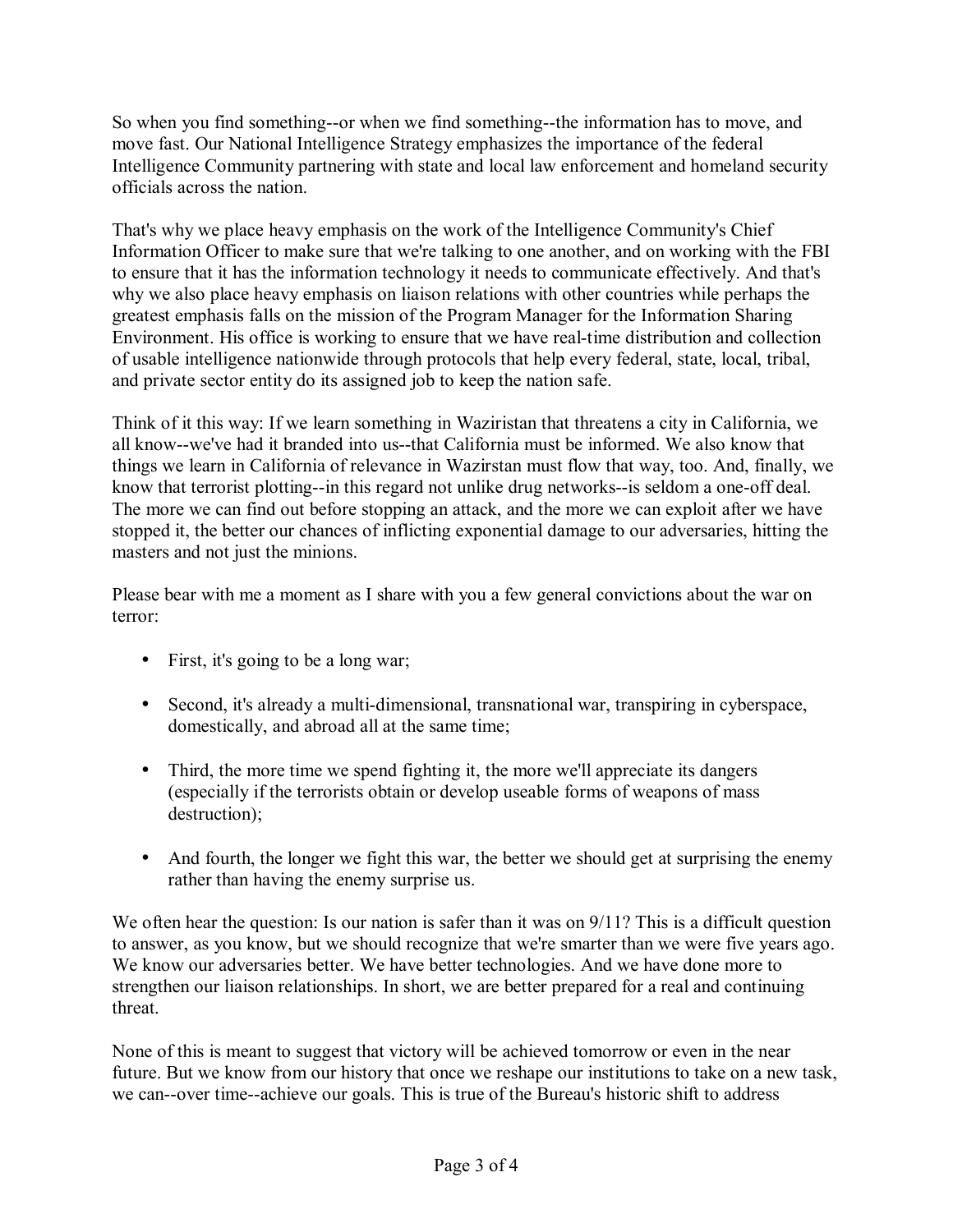So when you find something--or when we find something--the information has to move, and move fast. Our National Intelligence Strategy emphasizes the importance of the federal Intelligence Community partnering with state and local law enforcement and homeland security officials across the nation.

That's why we place heavy emphasis on the work of the Intelligence Community's Chief Information Officer to make sure that we're talking to one another, and on working with the FBI to ensure that it has the information technology it needs to communicate effectively. And that's why we also place heavy emphasis on liaison relations with other countries while perhaps the greatest emphasis falls on the mission of the Program Manager for the Information Sharing Environment. His office is working to ensure that we have real-time distribution and collection of usable intelligence nationwide through protocols that help every federal, state, local, tribal, and private sector entity do its assigned job to keep the nation safe.

Think of it this way: If we learn something in Waziristan that threatens a city in California, we all know--we've had it branded into us--that California must be informed. We also know that things we learn in California of relevance in Wazirstan must flow that way, too. And, finally, we know that terrorist plotting--in this regard not unlike drug networks--is seldom a one-off deal. The more we can find out before stopping an attack, and the more we can exploit after we have stopped it, the better our chances of inflicting exponential damage to our adversaries, hitting the masters and not just the minions.

Please bear with me a moment as I share with you a few general convictions about the war on terror:

- First, it's going to be a long war;
- Second, it's already a multi-dimensional, transnational war, transpiring in cyberspace, domestically, and abroad all at the same time;
- Third, the more time we spend fighting it, the more we'll appreciate its dangers (especially if the terrorists obtain or develop useable forms of weapons of mass destruction);
- And fourth, the longer we fight this war, the better we should get at surprising the enemy rather than having the enemy surprise us.

We often hear the question: Is our nation is safer than it was on 9/11? This is a difficult question to answer, as you know, but we should recognize that we're smarter than we were five years ago. We know our adversaries better. We have better technologies. And we have done more to strengthen our liaison relationships. In short, we are better prepared for a real and continuing threat.

None of this is meant to suggest that victory will be achieved tomorrow or even in the near future. But we know from our history that once we reshape our institutions to take on a new task, we can--over time--achieve our goals. This is true of the Bureau's historic shift to address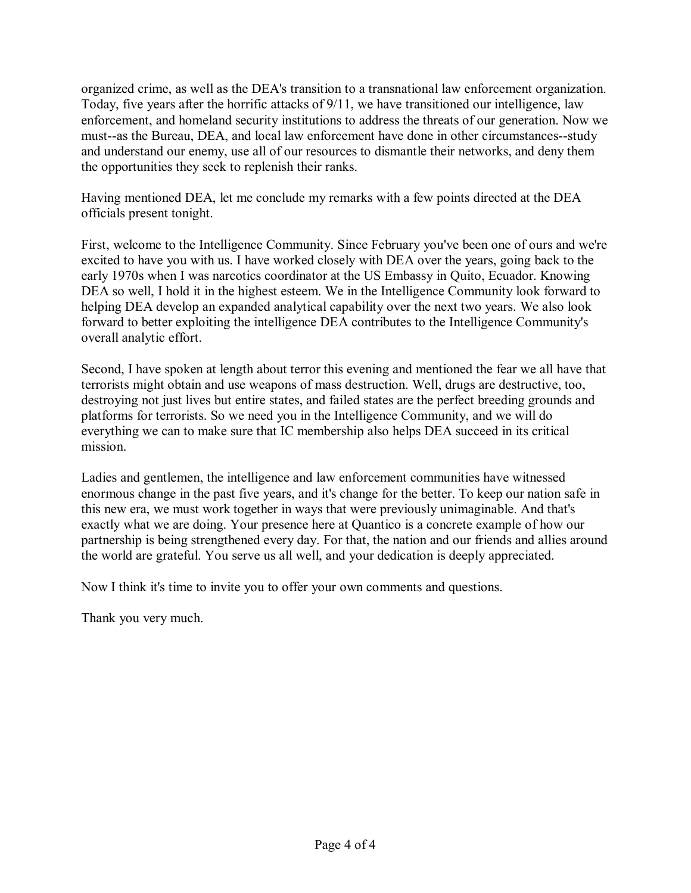organized crime, as well as the DEA's transition to a transnational law enforcement organization. Today, five years after the horrific attacks of 9/11, we have transitioned our intelligence, law enforcement, and homeland security institutions to address the threats of our generation. Now we must--as the Bureau, DEA, and local law enforcement have done in other circumstances--study and understand our enemy, use all of our resources to dismantle their networks, and deny them the opportunities they seek to replenish their ranks.

Having mentioned DEA, let me conclude my remarks with a few points directed at the DEA officials present tonight.

First, welcome to the Intelligence Community. Since February you've been one of ours and we're excited to have you with us. I have worked closely with DEA over the years, going back to the early 1970s when I was narcotics coordinator at the US Embassy in Quito, Ecuador. Knowing DEA so well, I hold it in the highest esteem. We in the Intelligence Community look forward to helping DEA develop an expanded analytical capability over the next two years. We also look forward to better exploiting the intelligence DEA contributes to the Intelligence Community's overall analytic effort.

Second, I have spoken at length about terror this evening and mentioned the fear we all have that terrorists might obtain and use weapons of mass destruction. Well, drugs are destructive, too, destroying not just lives but entire states, and failed states are the perfect breeding grounds and platforms for terrorists. So we need you in the Intelligence Community, and we will do everything we can to make sure that IC membership also helps DEA succeed in its critical mission.

Ladies and gentlemen, the intelligence and law enforcement communities have witnessed enormous change in the past five years, and it's change for the better. To keep our nation safe in this new era, we must work together in ways that were previously unimaginable. And that's exactly what we are doing. Your presence here at Quantico is a concrete example of how our partnership is being strengthened every day. For that, the nation and our friends and allies around the world are grateful. You serve us all well, and your dedication is deeply appreciated.

Now I think it's time to invite you to offer your own comments and questions.

Thank you very much.